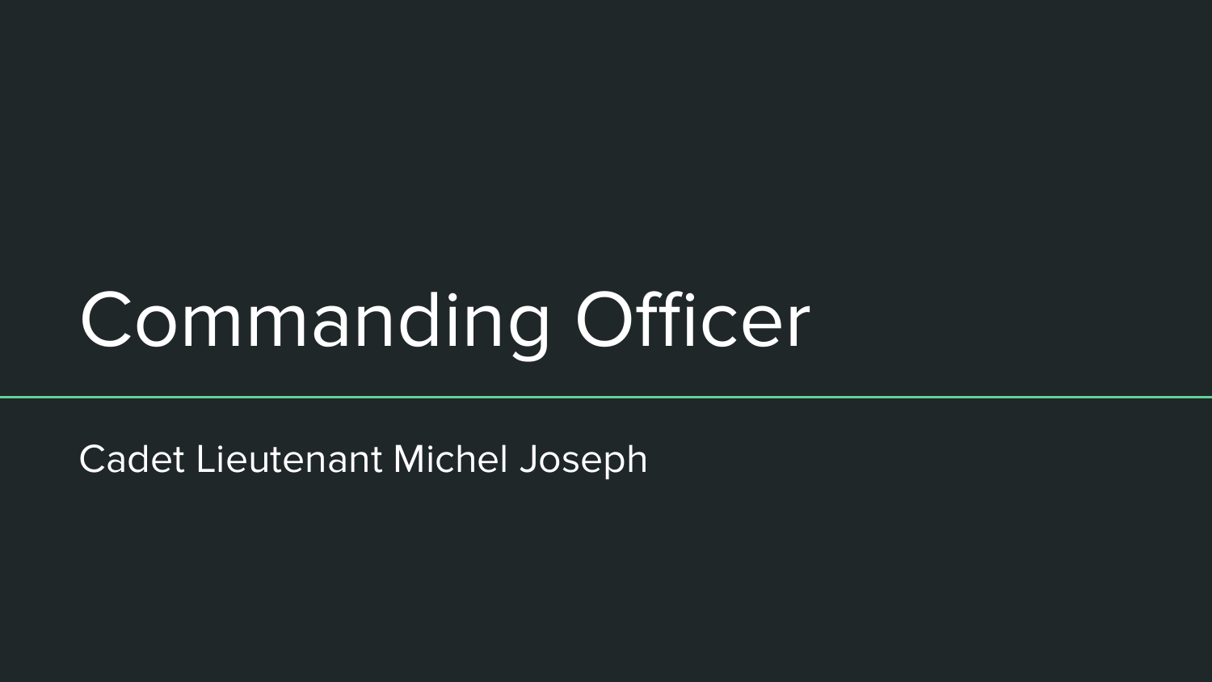# Commanding Officer

Cadet Lieutenant Michel Joseph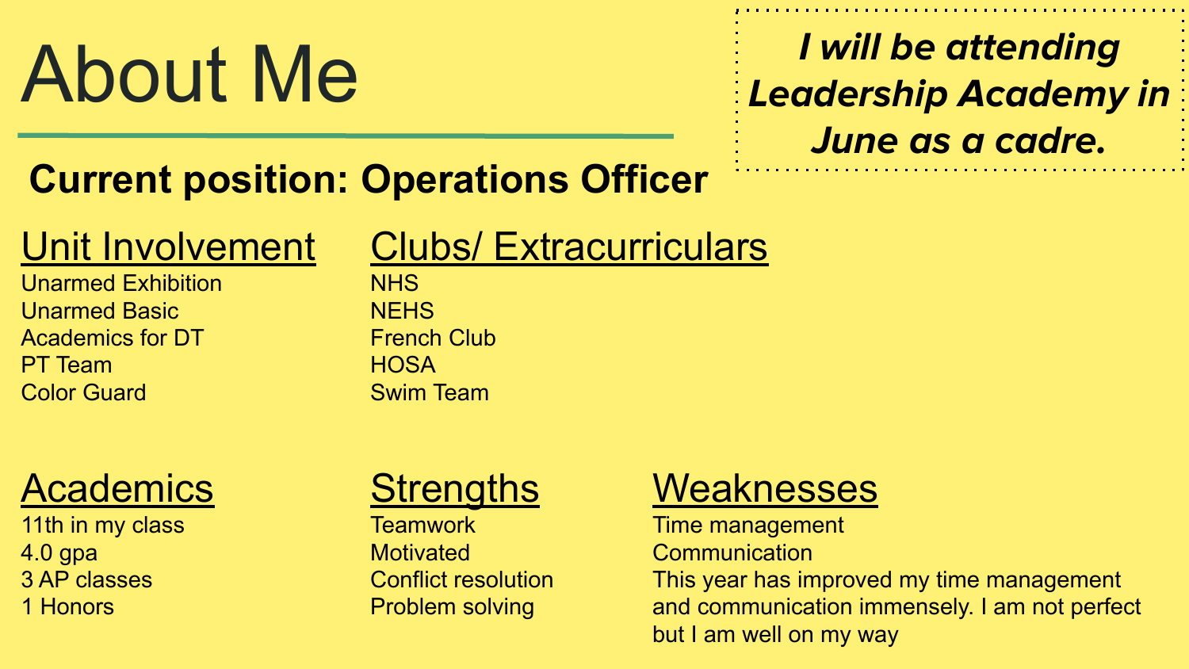# About Me

***I will be attending Leadership Academy in June as a cadre.***

## Current position: Operations Officer

### Unit Involvement

Unarmed Exhibition
Unarmed Basic
Academics for DT
PT Team
Color Guard

### Clubs/ Extracurriculars

NHS
NEHS
French Club
HOSA
Swim Team

### Academics

11th in my class
4.0 gpa
3 AP classes
1 Honors

### Strengths

Teamwork
Motivated
Conflict resolution
Problem solving

### Weaknesses

Time management
Communication
This year has improved my time management and communication immensely. I am not perfect but I am well on my way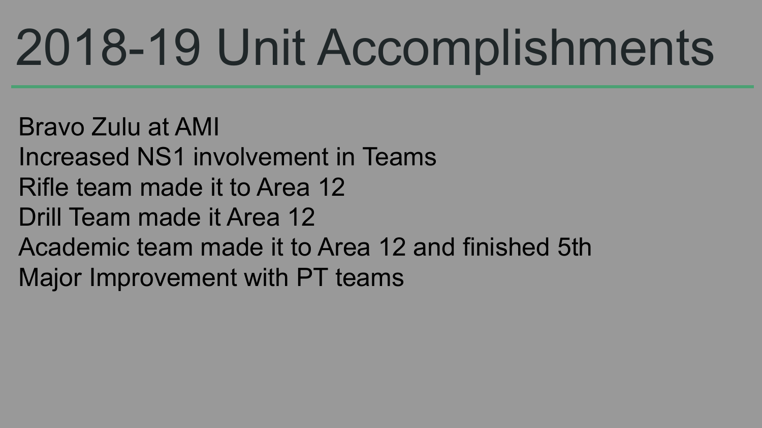# 2018-19 Unit Accomplishments

Bravo Zulu at AMI
Increased NS1 involvement in Teams
Rifle team made it to Area 12
Drill Team made it Area 12
Academic team made it to Area 12 and finished 5th
Major Improvement with PT teams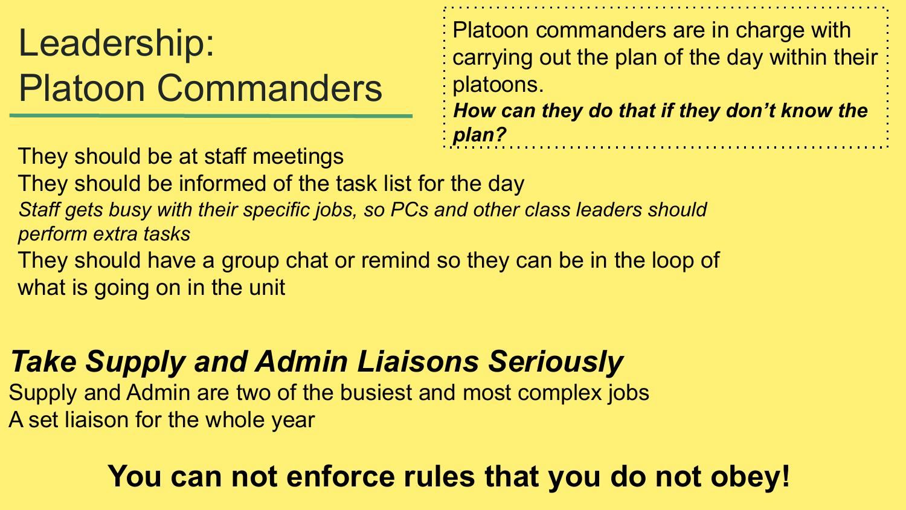# Leadership: Platoon Commanders

Platoon commanders are in charge with carrying out the plan of the day within their platoons.
***How can they do that if they don't know the plan?***

They should be at staff meetings

They should be informed of the task list for the day

*Staff gets busy with their specific jobs, so PCs and other class leaders should perform extra tasks*

They should have a group chat or remind so they can be in the loop of what is going on in the unit

## ***Take Supply and Admin Liaisons Seriously***

Supply and Admin are two of the busiest and most complex jobs

A set liaison for the whole year

**You can not enforce rules that you do not obey!**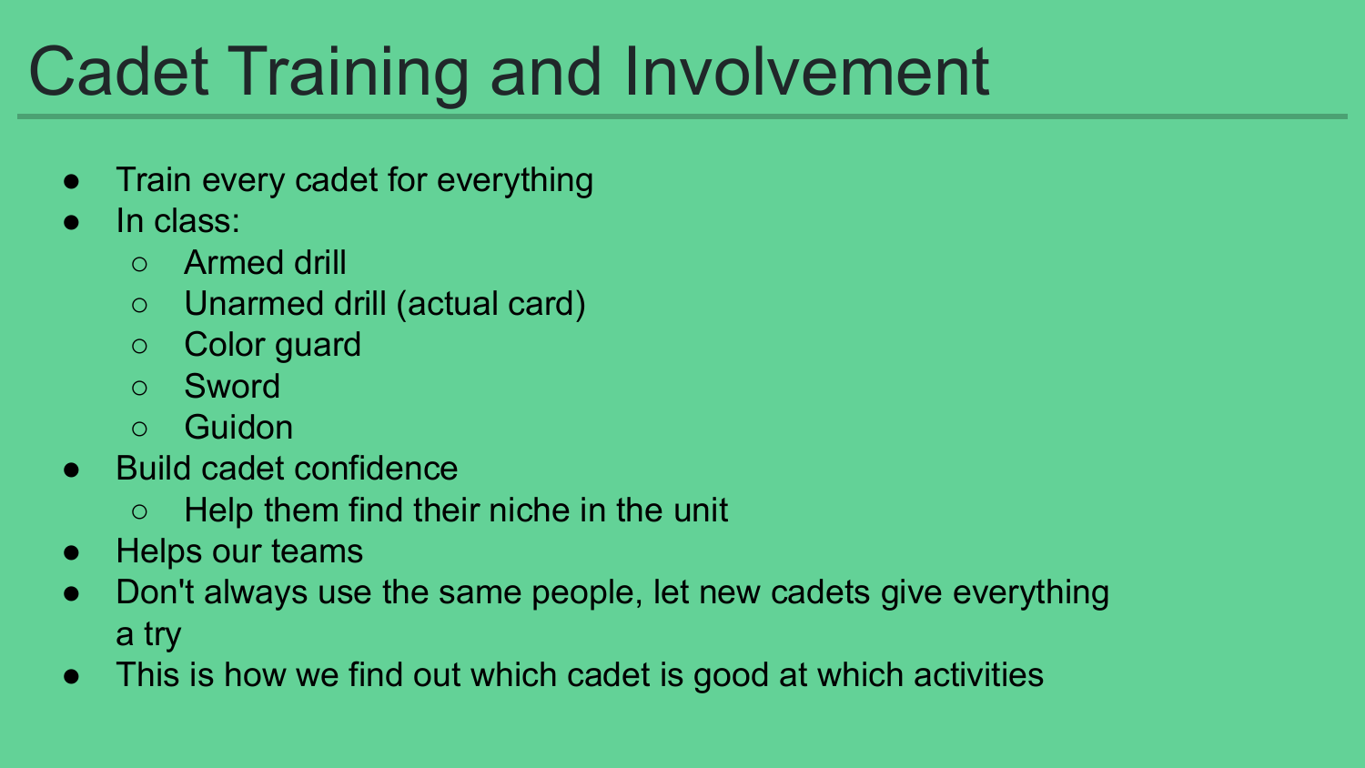# Cadet Training and Involvement

- Train every cadet for everything
- In class:
  - Armed drill
  - Unarmed drill (actual card)
  - Color guard
  - Sword
  - Guidon
- Build cadet confidence
  - Help them find their niche in the unit
- Helps our teams
- Don't always use the same people, let new cadets give everything a try
- This is how we find out which cadet is good at which activities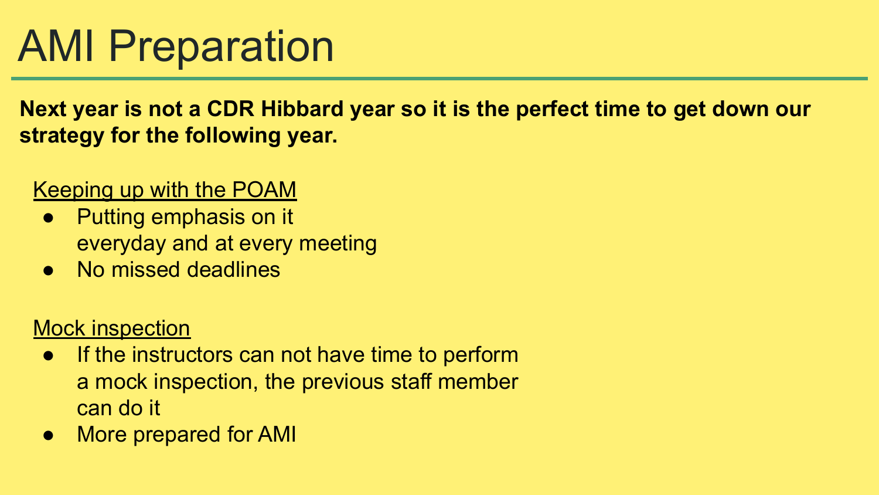# AMI Preparation

**Next year is not a CDR Hibbard year so it is the perfect time to get down our strategy for the following year.**

Keeping up with the POAM

- Putting emphasis on it everyday and at every meeting
- No missed deadlines

Mock inspection

- If the instructors can not have time to perform a mock inspection, the previous staff member can do it
- More prepared for AMI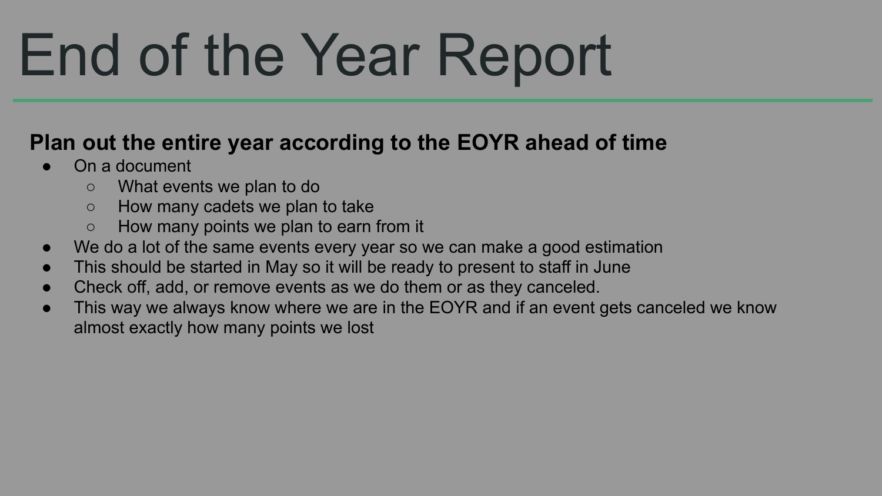# End of the Year Report

**Plan out the entire year according to the EOYR ahead of time**

- On a document
  - What events we plan to do
  - How many cadets we plan to take
  - How many points we plan to earn from it
- We do a lot of the same events every year so we can make a good estimation
- This should be started in May so it will be ready to present to staff in June
- Check off, add, or remove events as we do them or as they canceled.
- This way we always know where we are in the EOYR and if an event gets canceled we know almost exactly how many points we lost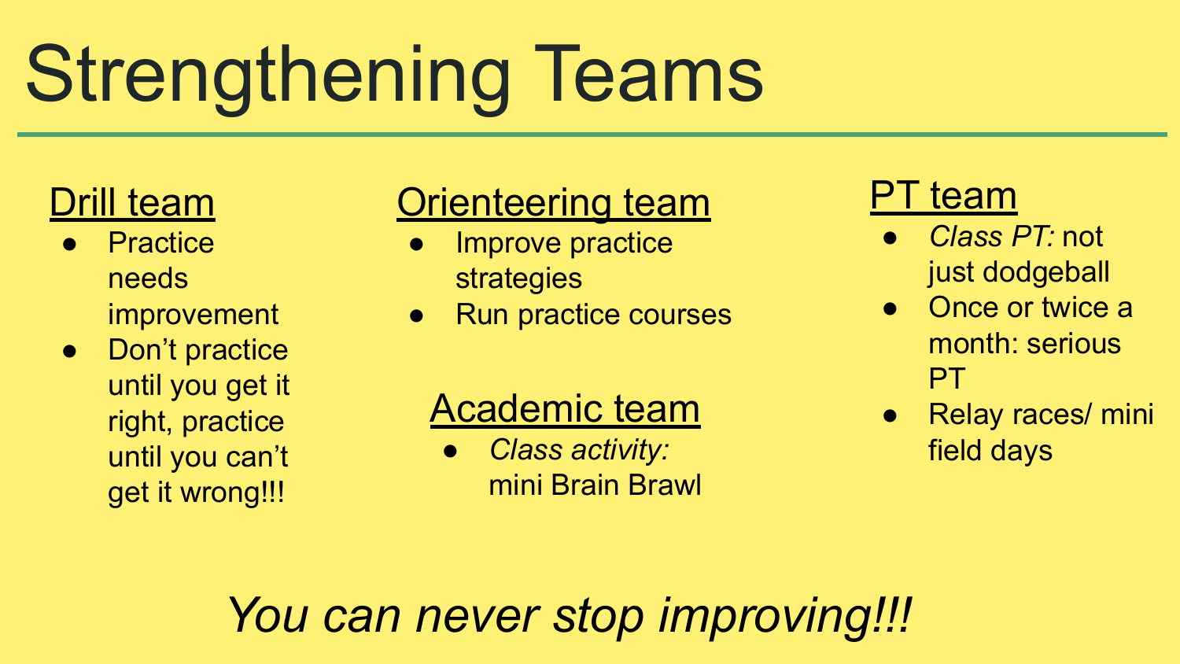# Strengthening Teams

## Drill team

- Practice needs improvement
- Don't practice until you get it right, practice until you can't get it wrong!!!

## Orienteering team

- Improve practice strategies
- Run practice courses

## Academic team

- *Class activity:* mini Brain Brawl

## PT team

- *Class PT:* not just dodgeball
- Once or twice a month: serious PT
- Relay races/ mini field days

*You can never stop improving!!!*